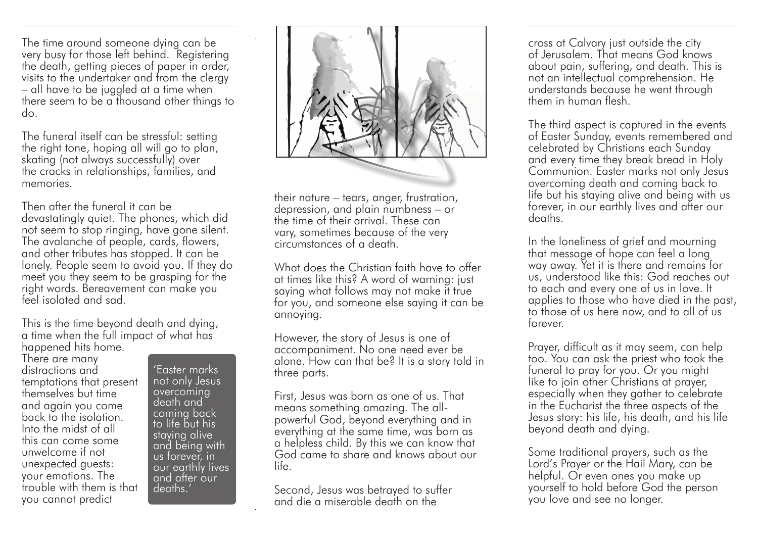The time around someone dying can be very busy for those left behind. Registering the death, getting pieces of paper in order, visits to the undertaker and from the clergy – all have to be juggled at a time when there seem to be a thousand other things to do.

The funeral itself can be stressful: setting the right tone, hoping all will go to plan, skating (not always successfully) over the cracks in relationships, families, and memories.

Then after the funeral it can be devastatingly quiet. The phones, which did not seem to stop ringing, have gone silent. The avalanche of people, cards, flowers, and other tributes has stopped. It can be lonely. People seem to avoid you. If they do meet you they seem to be grasping for the right words. Bereavement can make you feel isolated and sad.

This is the time beyond death and dying, a time when the full impact of what has happened hits home.

There are many distractions and temptations that present themselves but time and again you come back to the isolation. Into the midst of all this can come some unwelcome if not unexpected guests: your emotions. The trouble with them is that you cannot predict their nature – tears, anger, frustration, depression, and plain numbness – or the time of their arrival. These can vary, sometimes because of the very circumstances of a death.

> 'Easter marks not only Jesus overcoming death and coming back to life but his staying alive and being with us forever, in our earthly lives and after our deaths.'

What does the Christian faith have to offer at times like this? A word of warning: just saying what follows may not make it true for you, and someone else saying it can be annoying.

However, the story of Jesus is one of accompaniment. No one need ever be alone. How can that be? It is a story told in three parts.

First, Jesus was born as one of us. That means something amazing. The all-powerful God, beyond everything and in everything at the same time, was born as a helpless child. By this we can know that God came to share and knows about our life.

Second, Jesus was betrayed to suffer and die a miserable death on the cross at Calvary just outside the city of Jerusalem. That means God knows about pain, suffering, and death. This is not an intellectual comprehension. He understands because he went through them in human flesh.

The third aspect is captured in the events of Easter Sunday, events remembered and celebrated by Christians each Sunday and every time they break bread in Holy Communion. Easter marks not only Jesus overcoming death and coming back to life but his staying alive and being with us forever, in our earthly lives and after our deaths.

In the loneliness of grief and mourning that message of hope can feel a long way away. Yet it is there and remains for us, understood like this: God reaches out to each and every one of us in love. It applies to those who have died in the past, to those of us here now, and to all of us forever.

Prayer, difficult as it may seem, can help too. You can ask the priest who took the funeral to pray for you. Or you might like to join other Christians at prayer, especially when they gather to celebrate in the Eucharist the three aspects of the Jesus story: his life, his death, and his life beyond death and dying.

Some traditional prayers, such as the Lord's Prayer or the Hail Mary, can be helpful. Or even ones you make up yourself to hold before God the person you love and see no longer.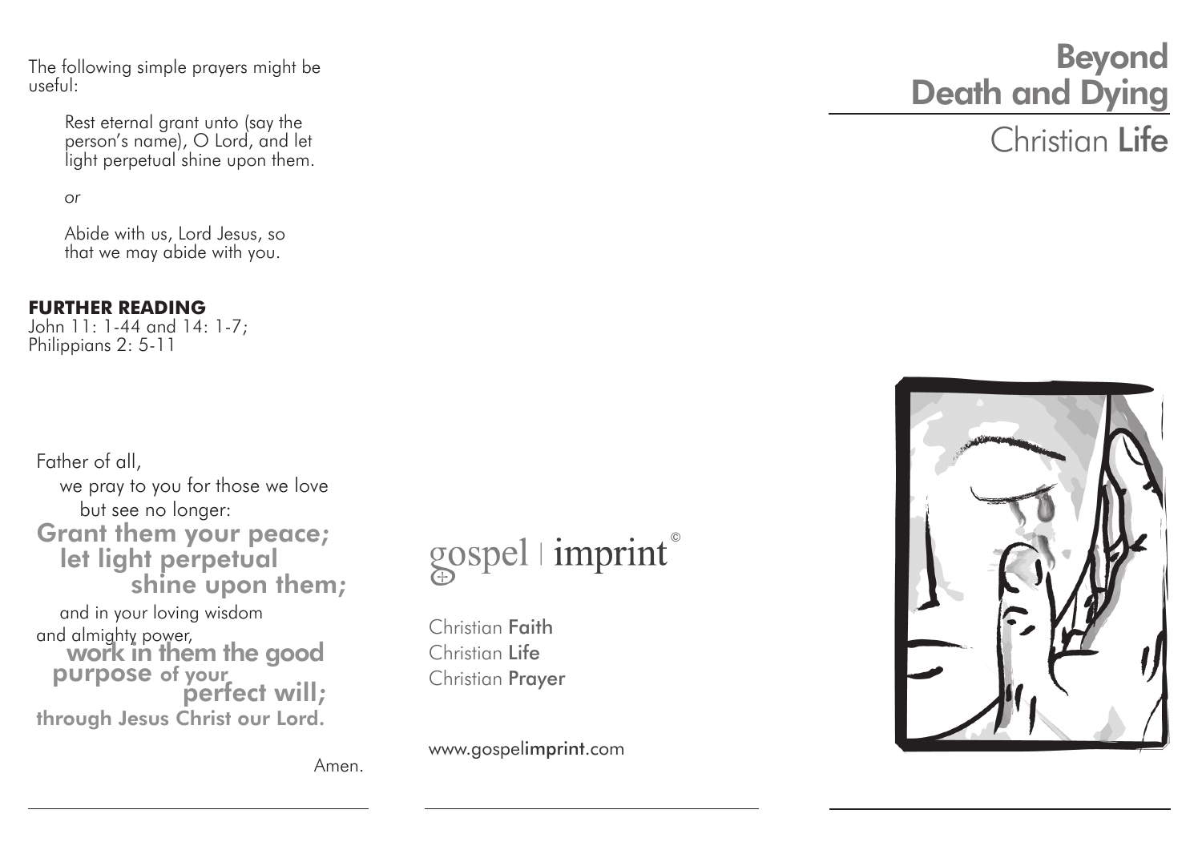The following simple prayers might be useful:

> Rest eternal grant unto (say the person's name), O Lord, and let light perpetual shine upon them.
>
> *or*
>
> Abide with us, Lord Jesus, so that we may abide with you.

**FURTHER READING**

John 11: 1-44 and 14: 1-7;
Philippians 2: 5-11

Father of all,
we pray to you for those we love
but see no longer:
**Grant them your peace;**
**let light perpetual**
**shine upon them;**
and in your loving wisdom
and almighty power,
**work in them the good**
**purpose of your**
**perfect will;**
**through Jesus Christ our Lord.**

Amen.

gospel | imprint ©

Christian **Faith**
Christian **Life**
Christian **Prayer**

www.gospel**imprint**.com

# Beyond Death and Dying

## Christian **Life**